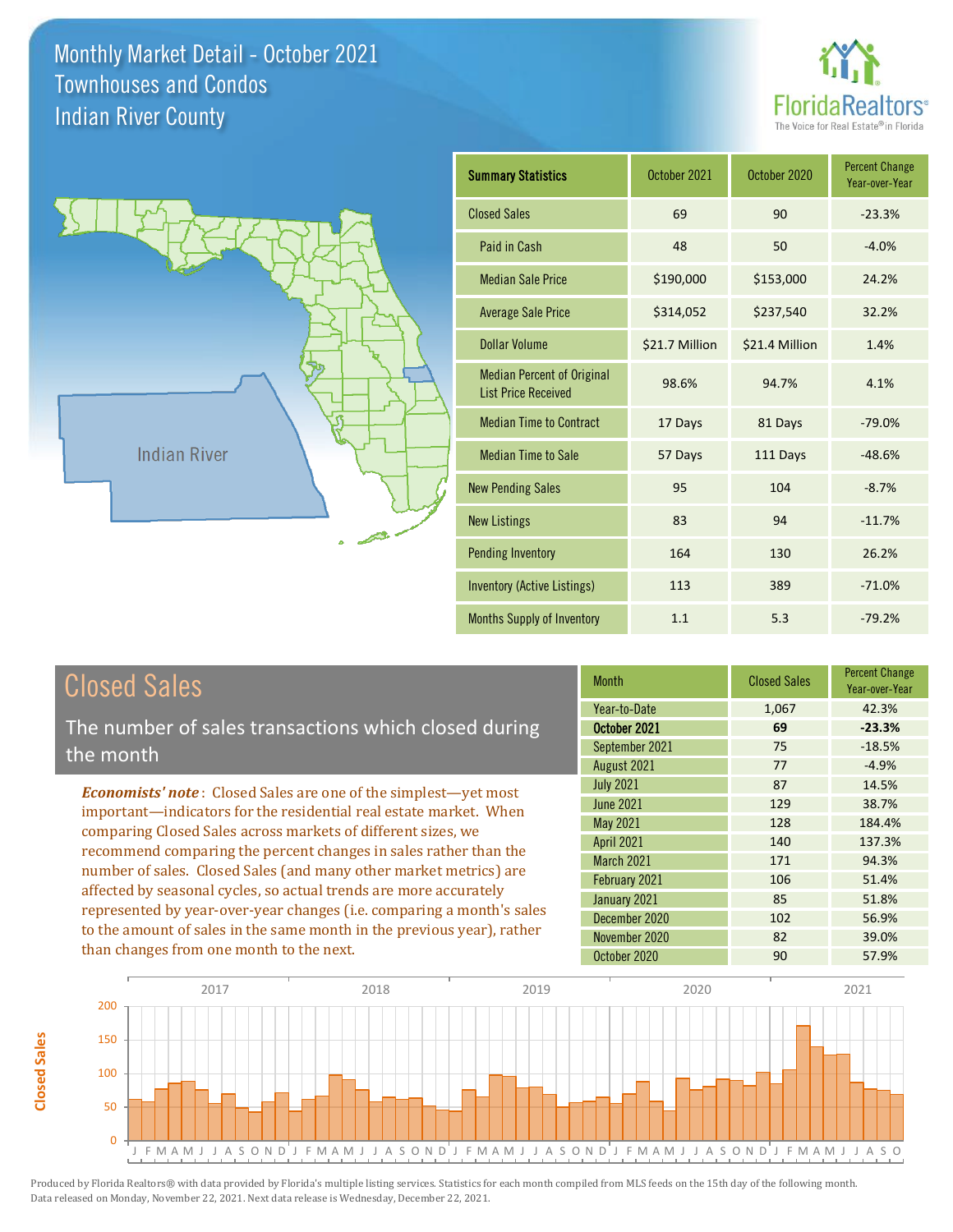# Monthly Market Detail - October 2021
## Townhouses and Condos
## Indian River County

FloridaRealtors® The Voice for Real Estate® in Florida

Indian River

| Summary Statistics | October 2021 | October 2020 | Percent Change Year-over-Year |
|---|---|---|---|
| Closed Sales | 69 | 90 | -23.3% |
| Paid in Cash | 48 | 50 | -4.0% |
| Median Sale Price | $190,000 | $153,000 | 24.2% |
| Average Sale Price | $314,052 | $237,540 | 32.2% |
| Dollar Volume | $21.7 Million | $21.4 Million | 1.4% |
| Median Percent of Original List Price Received | 98.6% | 94.7% | 4.1% |
| Median Time to Contract | 17 Days | 81 Days | -79.0% |
| Median Time to Sale | 57 Days | 111 Days | -48.6% |
| New Pending Sales | 95 | 104 | -8.7% |
| New Listings | 83 | 94 | -11.7% |
| Pending Inventory | 164 | 130 | 26.2% |
| Inventory (Active Listings) | 113 | 389 | -71.0% |
| Months Supply of Inventory | 1.1 | 5.3 | -79.2% |

## Closed Sales

The number of sales transactions which closed during the month

***Economists' note***: Closed Sales are one of the simplest—yet most important—indicators for the residential real estate market. When comparing Closed Sales across markets of different sizes, we recommend comparing the percent changes in sales rather than the number of sales. Closed Sales (and many other market metrics) are affected by seasonal cycles, so actual trends are more accurately represented by year-over-year changes (i.e. comparing a month's sales to the amount of sales in the same month in the previous year), rather than changes from one month to the next.

| Month | Closed Sales | Percent Change Year-over-Year |
|---|---|---|
| Year-to-Date | 1,067 | 42.3% |
| **October 2021** | **69** | **-23.3%** |
| September 2021 | 75 | -18.5% |
| August 2021 | 77 | -4.9% |
| July 2021 | 87 | 14.5% |
| June 2021 | 129 | 38.7% |
| May 2021 | 128 | 184.4% |
| April 2021 | 140 | 137.3% |
| March 2021 | 171 | 94.3% |
| February 2021 | 106 | 51.4% |
| January 2021 | 85 | 51.8% |
| December 2020 | 102 | 56.9% |
| November 2020 | 82 | 39.0% |
| October 2020 | 90 | 57.9% |

Produced by Florida Realtors® with data provided by Florida's multiple listing services. Statistics for each month compiled from MLS feeds on the 15th day of the following month. Data released on Monday, November 22, 2021. Next data release is Wednesday, December 22, 2021.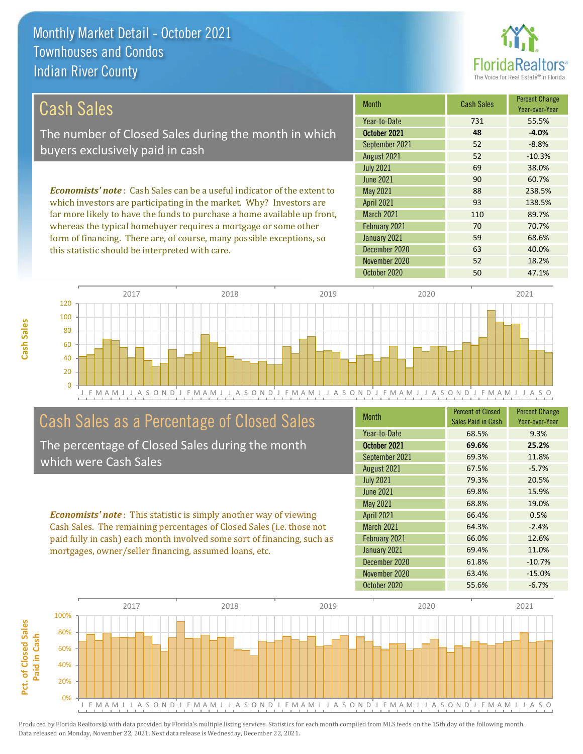# Monthly Market Detail - October 2021
## Townhouses and Condos
## Indian River County

## Cash Sales

The number of Closed Sales during the month in which buyers exclusively paid in cash

*Economists' note*: Cash Sales can be a useful indicator of the extent to which investors are participating in the market. Why? Investors are far more likely to have the funds to purchase a home available up front, whereas the typical homebuyer requires a mortgage or some other form of financing. There are, of course, many possible exceptions, so this statistic should be interpreted with care.

| Month | Cash Sales | Percent Change Year-over-Year |
|---|---|---|
| Year-to-Date | 731 | 55.5% |
| **October 2021** | **48** | **-4.0%** |
| September 2021 | 52 | -8.8% |
| August 2021 | 52 | -10.3% |
| July 2021 | 69 | 38.0% |
| June 2021 | 90 | 60.7% |
| May 2021 | 88 | 238.5% |
| April 2021 | 93 | 138.5% |
| March 2021 | 110 | 89.7% |
| February 2021 | 70 | 70.7% |
| January 2021 | 59 | 68.6% |
| December 2020 | 63 | 40.0% |
| November 2020 | 52 | 18.2% |
| October 2020 | 50 | 47.1% |

## Cash Sales as a Percentage of Closed Sales

The percentage of Closed Sales during the month which were Cash Sales

*Economists' note*: This statistic is simply another way of viewing Cash Sales. The remaining percentages of Closed Sales (i.e. those not paid fully in cash) each month involved some sort of financing, such as mortgages, owner/seller financing, assumed loans, etc.

| Month | Percent of Closed Sales Paid in Cash | Percent Change Year-over-Year |
|---|---|---|
| Year-to-Date | 68.5% | 9.3% |
| **October 2021** | **69.6%** | **25.2%** |
| September 2021 | 69.3% | 11.8% |
| August 2021 | 67.5% | -5.7% |
| July 2021 | 79.3% | 20.5% |
| June 2021 | 69.8% | 15.9% |
| May 2021 | 68.8% | 19.0% |
| April 2021 | 66.4% | 0.5% |
| March 2021 | 64.3% | -2.4% |
| February 2021 | 66.0% | 12.6% |
| January 2021 | 69.4% | 11.0% |
| December 2020 | 61.8% | -10.7% |
| November 2020 | 63.4% | -15.0% |
| October 2020 | 55.6% | -6.7% |

Produced by Florida Realtors® with data provided by Florida's multiple listing services. Statistics for each month compiled from MLS feeds on the 15th day of the following month. Data released on Monday, November 22, 2021. Next data release is Wednesday, December 22, 2021.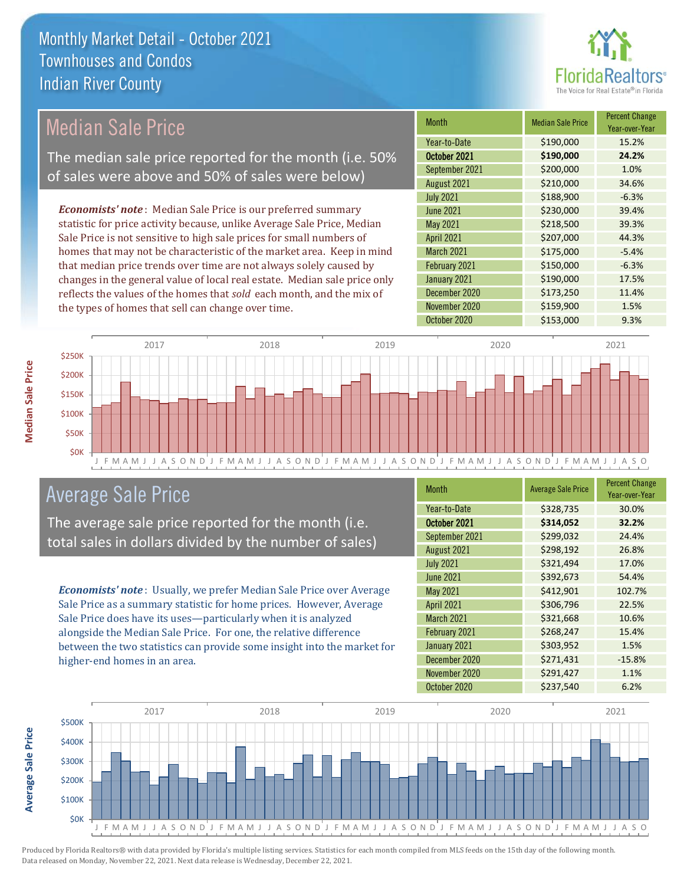# Monthly Market Detail - October 2021
## Townhouses and Condos
## Indian River County

## Median Sale Price

The median sale price reported for the month (i.e. 50% of sales were above and 50% of sales were below)

***Economists' note***: Median Sale Price is our preferred summary statistic for price activity because, unlike Average Sale Price, Median Sale Price is not sensitive to high sale prices for small numbers of homes that may not be characteristic of the market area. Keep in mind that median price trends over time are not always solely caused by changes in the general value of local real estate. Median sale price only reflects the values of the homes that *sold* each month, and the mix of the types of homes that sell can change over time.

| Month | Median Sale Price | Percent Change Year-over-Year |
| --- | --- | --- |
| Year-to-Date | $190,000 | 15.2% |
| **October 2021** | **$190,000** | **24.2%** |
| September 2021 | $200,000 | 1.0% |
| August 2021 | $210,000 | 34.6% |
| July 2021 | $188,900 | -6.3% |
| June 2021 | $230,000 | 39.4% |
| May 2021 | $218,500 | 39.3% |
| April 2021 | $207,000 | 44.3% |
| March 2021 | $175,000 | -5.4% |
| February 2021 | $150,000 | -6.3% |
| January 2021 | $190,000 | 17.5% |
| December 2020 | $173,250 | 11.4% |
| November 2020 | $159,900 | 1.5% |
| October 2020 | $153,000 | 9.3% |

## Average Sale Price

The average sale price reported for the month (i.e. total sales in dollars divided by the number of sales)

***Economists' note***: Usually, we prefer Median Sale Price over Average Sale Price as a summary statistic for home prices. However, Average Sale Price does have its uses—particularly when it is analyzed alongside the Median Sale Price. For one, the relative difference between the two statistics can provide some insight into the market for higher-end homes in an area.

| Month | Average Sale Price | Percent Change Year-over-Year |
| --- | --- | --- |
| Year-to-Date | $328,735 | 30.0% |
| **October 2021** | **$314,052** | **32.2%** |
| September 2021 | $299,032 | 24.4% |
| August 2021 | $298,192 | 26.8% |
| July 2021 | $321,494 | 17.0% |
| June 2021 | $392,673 | 54.4% |
| May 2021 | $412,901 | 102.7% |
| April 2021 | $306,796 | 22.5% |
| March 2021 | $321,668 | 10.6% |
| February 2021 | $268,247 | 15.4% |
| January 2021 | $303,952 | 1.5% |
| December 2020 | $271,431 | -15.8% |
| November 2020 | $291,427 | 1.1% |
| October 2020 | $237,540 | 6.2% |

Produced by Florida Realtors® with data provided by Florida's multiple listing services. Statistics for each month compiled from MLS feeds on the 15th day of the following month. Data released on Monday, November 22, 2021. Next data release is Wednesday, December 22, 2021.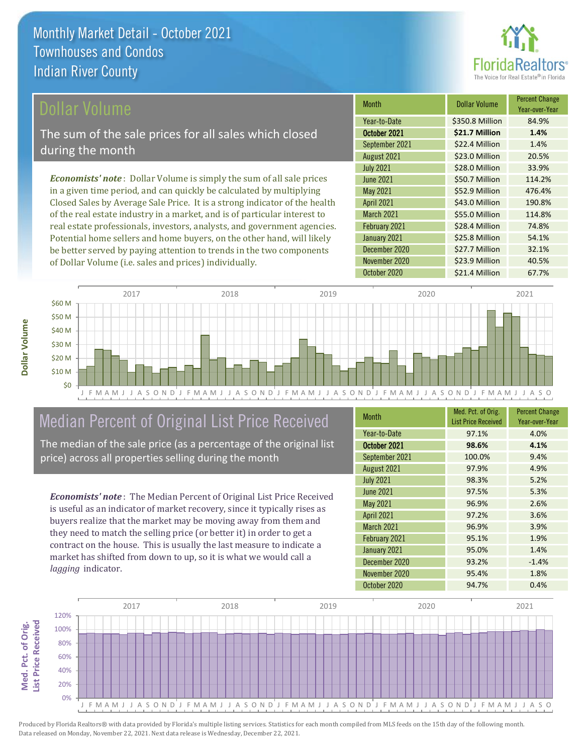# Monthly Market Detail - October 2021
## Townhouses and Condos
## Indian River County

## Dollar Volume

The sum of the sale prices for all sales which closed during the month

*Economists' note*: Dollar Volume is simply the sum of all sale prices in a given time period, and can quickly be calculated by multiplying Closed Sales by Average Sale Price. It is a strong indicator of the health of the real estate industry in a market, and is of particular interest to real estate professionals, investors, analysts, and government agencies. Potential home sellers and home buyers, on the other hand, will likely be better served by paying attention to trends in the two components of Dollar Volume (i.e. sales and prices) individually.

| Month | Dollar Volume | Percent Change Year-over-Year |
|---|---|---|
| Year-to-Date | $350.8 Million | 84.9% |
| **October 2021** | **$21.7 Million** | **1.4%** |
| September 2021 | $22.4 Million | 1.4% |
| August 2021 | $23.0 Million | 20.5% |
| July 2021 | $28.0 Million | 33.9% |
| June 2021 | $50.7 Million | 114.2% |
| May 2021 | $52.9 Million | 476.4% |
| April 2021 | $43.0 Million | 190.8% |
| March 2021 | $55.0 Million | 114.8% |
| February 2021 | $28.4 Million | 74.8% |
| January 2021 | $25.8 Million | 54.1% |
| December 2020 | $27.7 Million | 32.1% |
| November 2020 | $23.9 Million | 40.5% |
| October 2020 | $21.4 Million | 67.7% |

## Median Percent of Original List Price Received

The median of the sale price (as a percentage of the original list price) across all properties selling during the month

*Economists' note*: The Median Percent of Original List Price Received is useful as an indicator of market recovery, since it typically rises as buyers realize that the market may be moving away from them and they need to match the selling price (or better it) in order to get a contract on the house. This is usually the last measure to indicate a market has shifted from down to up, so it is what we would call a *lagging* indicator.

| Month | Med. Pct. of Orig. List Price Received | Percent Change Year-over-Year |
|---|---|---|
| Year-to-Date | 97.1% | 4.0% |
| **October 2021** | **98.6%** | **4.1%** |
| September 2021 | 100.0% | 9.4% |
| August 2021 | 97.9% | 4.9% |
| July 2021 | 98.3% | 5.2% |
| June 2021 | 97.5% | 5.3% |
| May 2021 | 96.9% | 2.6% |
| April 2021 | 97.2% | 3.6% |
| March 2021 | 96.9% | 3.9% |
| February 2021 | 95.1% | 1.9% |
| January 2021 | 95.0% | 1.4% |
| December 2020 | 93.2% | -1.4% |
| November 2020 | 95.4% | 1.8% |
| October 2020 | 94.7% | 0.4% |

Produced by Florida Realtors® with data provided by Florida's multiple listing services. Statistics for each month compiled from MLS feeds on the 15th day of the following month. Data released on Monday, November 22, 2021. Next data release is Wednesday, December 22, 2021.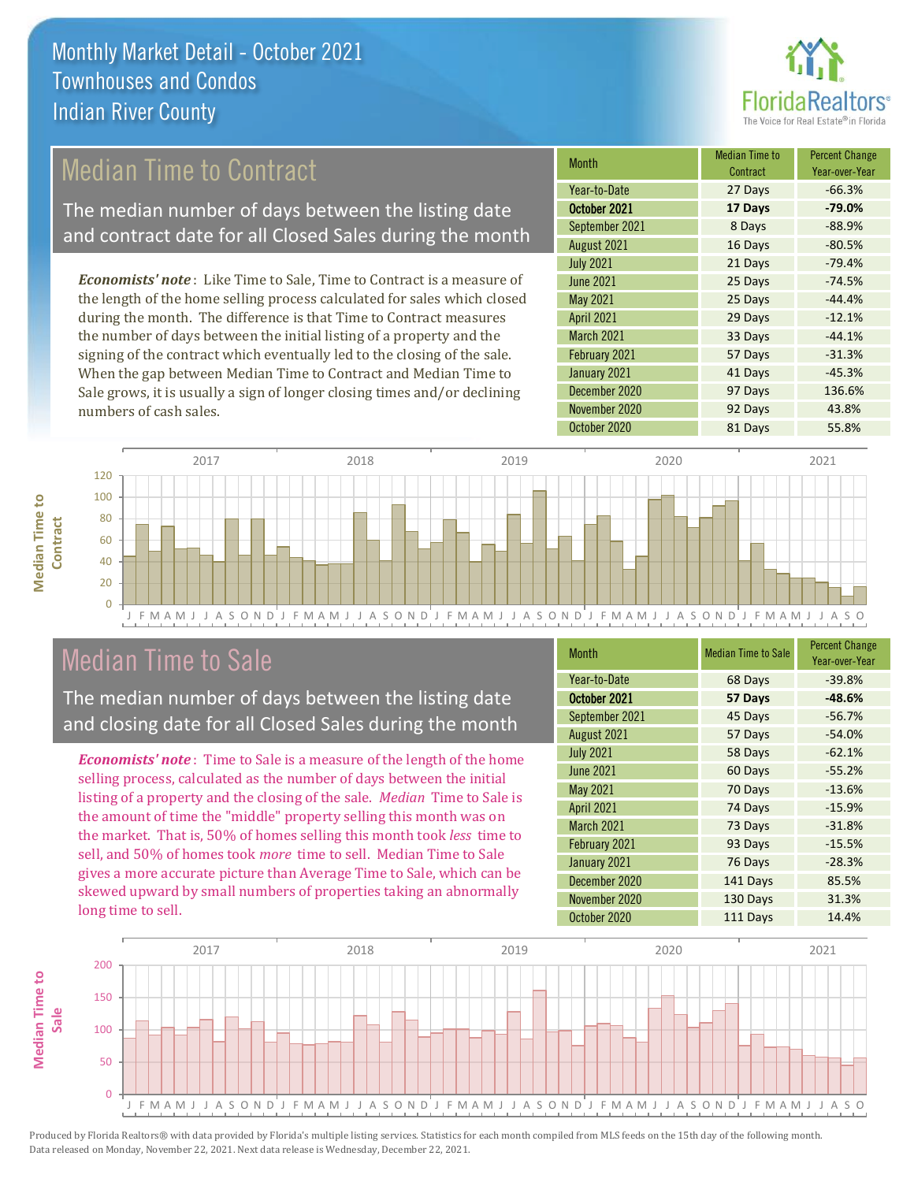# Monthly Market Detail - October 2021
## Townhouses and Condos
## Indian River County

## Median Time to Contract

The median number of days between the listing date and contract date for all Closed Sales during the month

***Economists' note***: Like Time to Sale, Time to Contract is a measure of the length of the home selling process calculated for sales which closed during the month. The difference is that Time to Contract measures the number of days between the initial listing of a property and the signing of the contract which eventually led to the closing of the sale. When the gap between Median Time to Contract and Median Time to Sale grows, it is usually a sign of longer closing times and/or declining numbers of cash sales.

| Month | Median Time to Contract | Percent Change Year-over-Year |
|---|---|---|
| Year-to-Date | 27 Days | -66.3% |
| **October 2021** | **17 Days** | **-79.0%** |
| September 2021 | 8 Days | -88.9% |
| August 2021 | 16 Days | -80.5% |
| July 2021 | 21 Days | -79.4% |
| June 2021 | 25 Days | -74.5% |
| May 2021 | 25 Days | -44.4% |
| April 2021 | 29 Days | -12.1% |
| March 2021 | 33 Days | -44.1% |
| February 2021 | 57 Days | -31.3% |
| January 2021 | 41 Days | -45.3% |
| December 2020 | 97 Days | 136.6% |
| November 2020 | 92 Days | 43.8% |
| October 2020 | 81 Days | 55.8% |

## Median Time to Sale

The median number of days between the listing date and closing date for all Closed Sales during the month

***Economists' note***: Time to Sale is a measure of the length of the home selling process, calculated as the number of days between the initial listing of a property and the closing of the sale. *Median* Time to Sale is the amount of time the "middle" property selling this month was on the market. That is, 50% of homes selling this month took *less* time to sell, and 50% of homes took *more* time to sell. Median Time to Sale gives a more accurate picture than Average Time to Sale, which can be skewed upward by small numbers of properties taking an abnormally long time to sell.

| Month | Median Time to Sale | Percent Change Year-over-Year |
|---|---|---|
| Year-to-Date | 68 Days | -39.8% |
| **October 2021** | **57 Days** | **-48.6%** |
| September 2021 | 45 Days | -56.7% |
| August 2021 | 57 Days | -54.0% |
| July 2021 | 58 Days | -62.1% |
| June 2021 | 60 Days | -55.2% |
| May 2021 | 70 Days | -13.6% |
| April 2021 | 74 Days | -15.9% |
| March 2021 | 73 Days | -31.8% |
| February 2021 | 93 Days | -15.5% |
| January 2021 | 76 Days | -28.3% |
| December 2020 | 141 Days | 85.5% |
| November 2020 | 130 Days | 31.3% |
| October 2020 | 111 Days | 14.4% |

Produced by Florida Realtors® with data provided by Florida's multiple listing services. Statistics for each month compiled from MLS feeds on the 15th day of the following month. Data released on Monday, November 22, 2021. Next data release is Wednesday, December 22, 2021.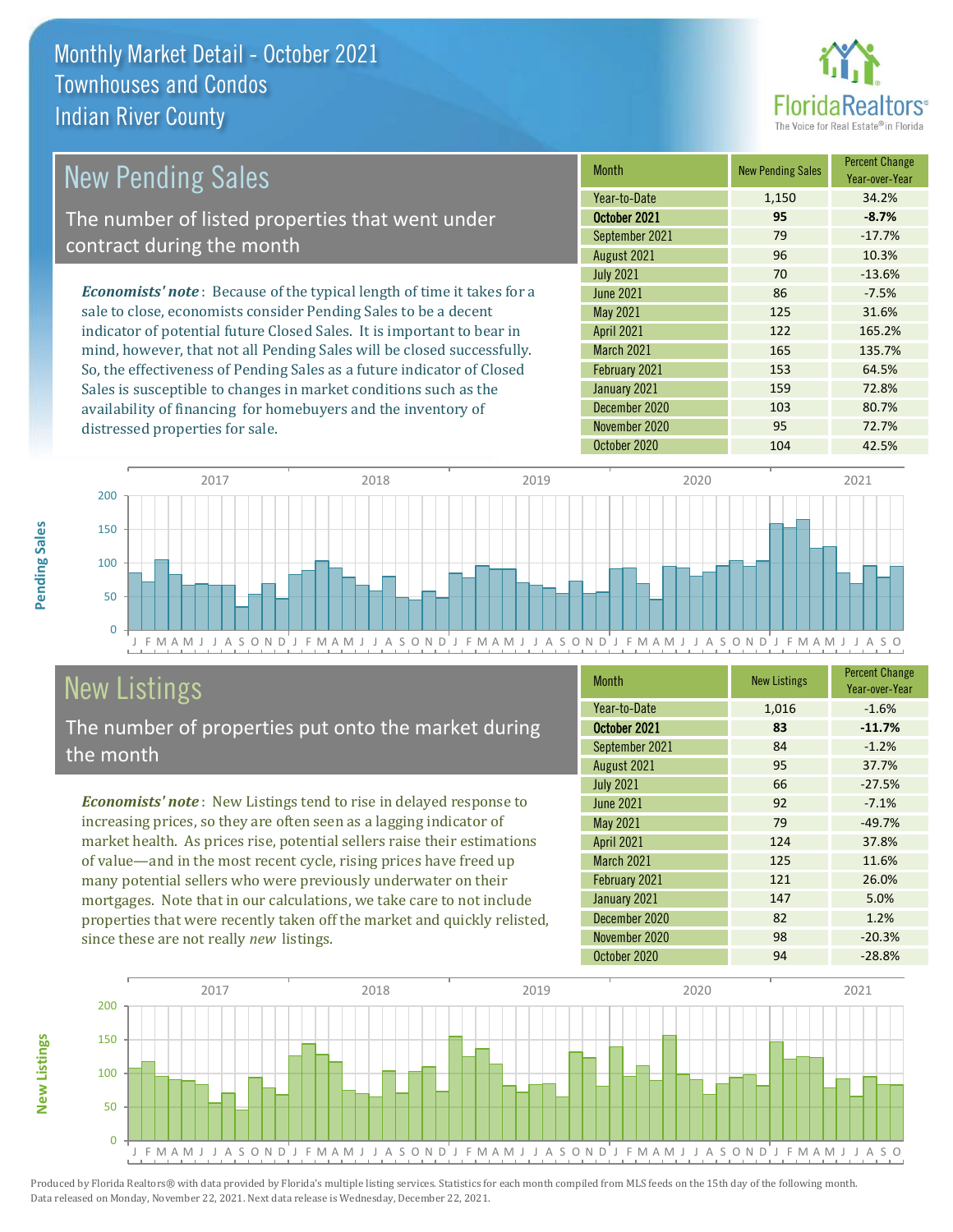# Monthly Market Detail - October 2021
## Townhouses and Condos
## Indian River County

## New Pending Sales

The number of listed properties that went under contract during the month

*Economists' note*: Because of the typical length of time it takes for a sale to close, economists consider Pending Sales to be a decent indicator of potential future Closed Sales. It is important to bear in mind, however, that not all Pending Sales will be closed successfully. So, the effectiveness of Pending Sales as a future indicator of Closed Sales is susceptible to changes in market conditions such as the availability of financing for homebuyers and the inventory of distressed properties for sale.

| Month | New Pending Sales | Percent Change Year-over-Year |
|---|---|---|
| Year-to-Date | 1,150 | 34.2% |
| **October 2021** | **95** | **-8.7%** |
| September 2021 | 79 | -17.7% |
| August 2021 | 96 | 10.3% |
| July 2021 | 70 | -13.6% |
| June 2021 | 86 | -7.5% |
| May 2021 | 125 | 31.6% |
| April 2021 | 122 | 165.2% |
| March 2021 | 165 | 135.7% |
| February 2021 | 153 | 64.5% |
| January 2021 | 159 | 72.8% |
| December 2020 | 103 | 80.7% |
| November 2020 | 95 | 72.7% |
| October 2020 | 104 | 42.5% |

## New Listings

The number of properties put onto the market during the month

*Economists' note*: New Listings tend to rise in delayed response to increasing prices, so they are often seen as a lagging indicator of market health. As prices rise, potential sellers raise their estimations of value—and in the most recent cycle, rising prices have freed up many potential sellers who were previously underwater on their mortgages. Note that in our calculations, we take care to not include properties that were recently taken off the market and quickly relisted, since these are not really *new* listings.

| Month | New Listings | Percent Change Year-over-Year |
|---|---|---|
| Year-to-Date | 1,016 | -1.6% |
| **October 2021** | **83** | **-11.7%** |
| September 2021 | 84 | -1.2% |
| August 2021 | 95 | 37.7% |
| July 2021 | 66 | -27.5% |
| June 2021 | 92 | -7.1% |
| May 2021 | 79 | -49.7% |
| April 2021 | 124 | 37.8% |
| March 2021 | 125 | 11.6% |
| February 2021 | 121 | 26.0% |
| January 2021 | 147 | 5.0% |
| December 2020 | 82 | 1.2% |
| November 2020 | 98 | -20.3% |
| October 2020 | 94 | -28.8% |

Produced by Florida Realtors® with data provided by Florida's multiple listing services. Statistics for each month compiled from MLS feeds on the 15th day of the following month. Data released on Monday, November 22, 2021. Next data release is Wednesday, December 22, 2021.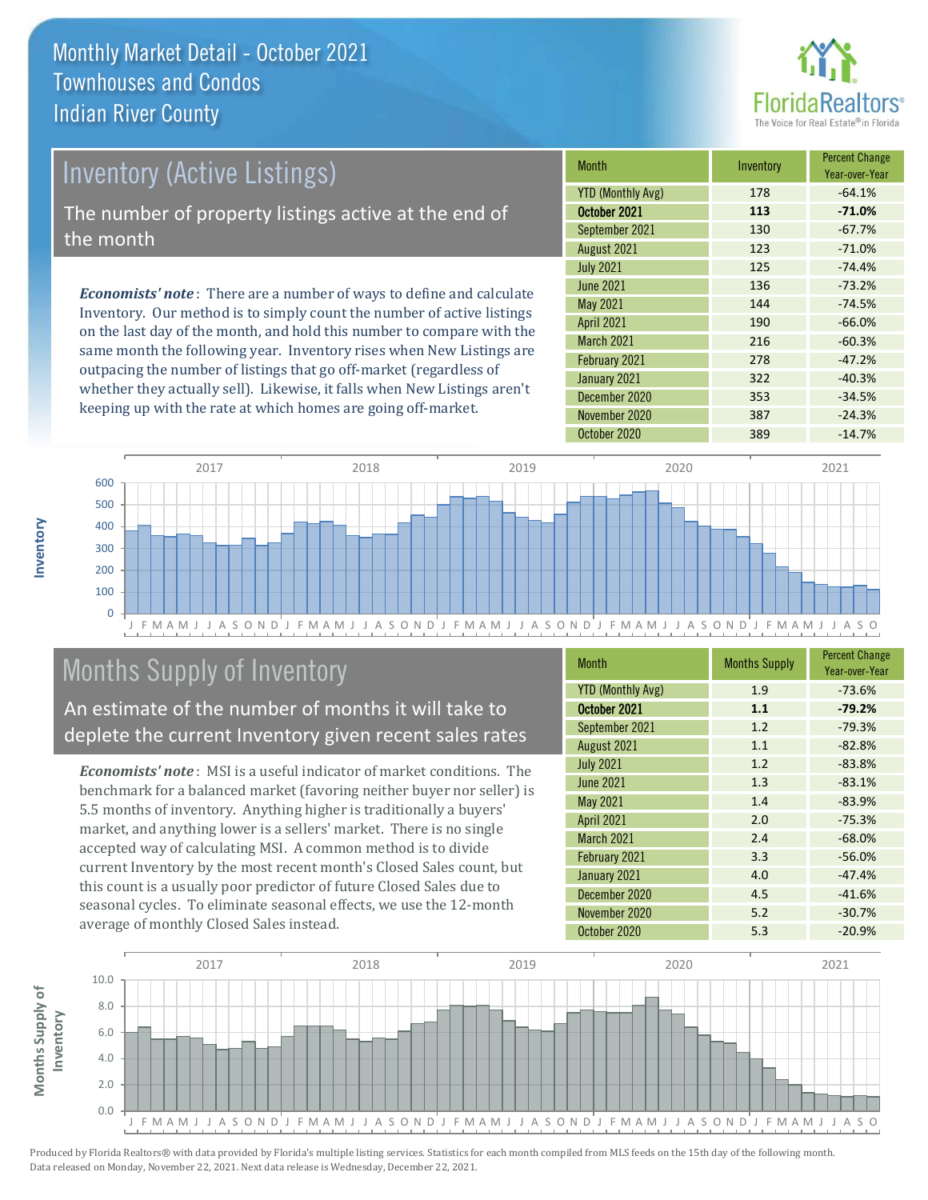# Monthly Market Detail - October 2021
## Townhouses and Condos
## Indian River County

## Inventory (Active Listings)

The number of property listings active at the end of the month

***Economists' note***: There are a number of ways to define and calculate Inventory. Our method is to simply count the number of active listings on the last day of the month, and hold this number to compare with the same month the following year. Inventory rises when New Listings are outpacing the number of listings that go off-market (regardless of whether they actually sell). Likewise, it falls when New Listings aren't keeping up with the rate at which homes are going off-market.

| Month | Inventory | Percent Change Year-over-Year |
|---|---|---|
| YTD (Monthly Avg) | 178 | -64.1% |
| **October 2021** | **113** | **-71.0%** |
| September 2021 | 130 | -67.7% |
| August 2021 | 123 | -71.0% |
| July 2021 | 125 | -74.4% |
| June 2021 | 136 | -73.2% |
| May 2021 | 144 | -74.5% |
| April 2021 | 190 | -66.0% |
| March 2021 | 216 | -60.3% |
| February 2021 | 278 | -47.2% |
| January 2021 | 322 | -40.3% |
| December 2020 | 353 | -34.5% |
| November 2020 | 387 | -24.3% |
| October 2020 | 389 | -14.7% |

## Months Supply of Inventory

An estimate of the number of months it will take to deplete the current Inventory given recent sales rates

***Economists' note***: MSI is a useful indicator of market conditions. The benchmark for a balanced market (favoring neither buyer nor seller) is 5.5 months of inventory. Anything higher is traditionally a buyers' market, and anything lower is a sellers' market. There is no single accepted way of calculating MSI. A common method is to divide current Inventory by the most recent month's Closed Sales count, but this count is a usually poor predictor of future Closed Sales due to seasonal cycles. To eliminate seasonal effects, we use the 12-month average of monthly Closed Sales instead.

| Month | Months Supply | Percent Change Year-over-Year |
|---|---|---|
| YTD (Monthly Avg) | 1.9 | -73.6% |
| **October 2021** | **1.1** | **-79.2%** |
| September 2021 | 1.2 | -79.3% |
| August 2021 | 1.1 | -82.8% |
| July 2021 | 1.2 | -83.8% |
| June 2021 | 1.3 | -83.1% |
| May 2021 | 1.4 | -83.9% |
| April 2021 | 2.0 | -75.3% |
| March 2021 | 2.4 | -68.0% |
| February 2021 | 3.3 | -56.0% |
| January 2021 | 4.0 | -47.4% |
| December 2020 | 4.5 | -41.6% |
| November 2020 | 5.2 | -30.7% |
| October 2020 | 5.3 | -20.9% |

Produced by Florida Realtors® with data provided by Florida's multiple listing services. Statistics for each month compiled from MLS feeds on the 15th day of the following month. Data released on Monday, November 22, 2021. Next data release is Wednesday, December 22, 2021.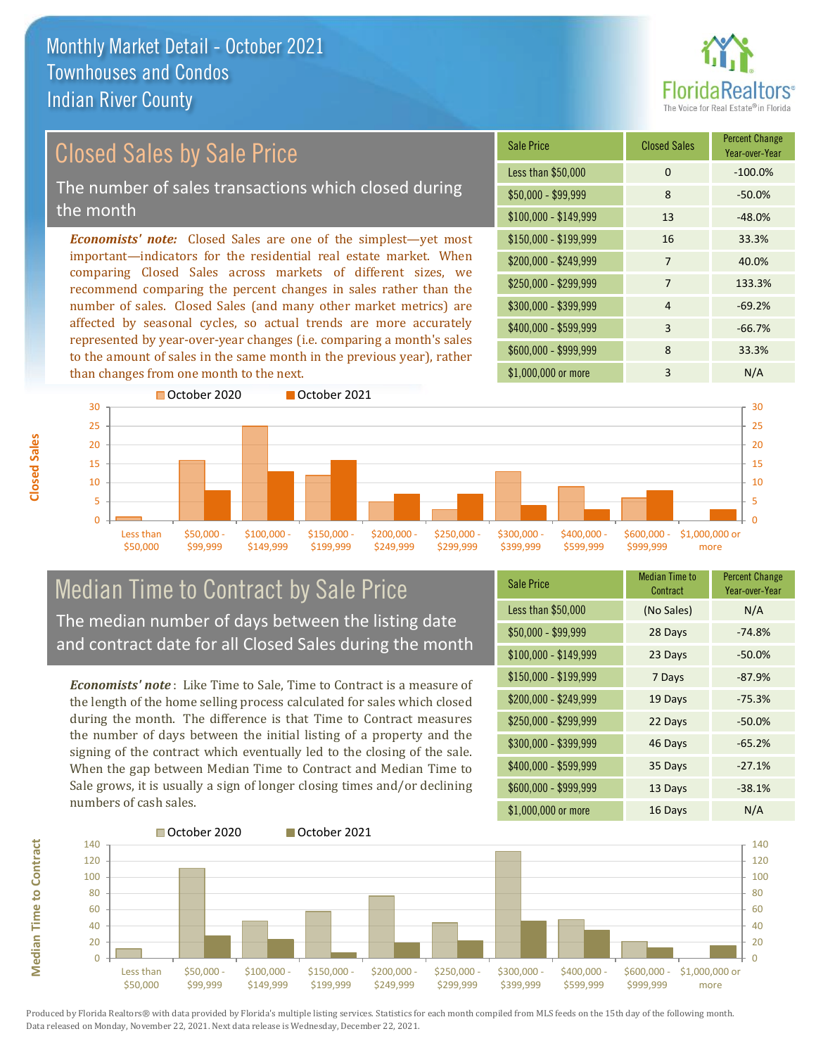# Monthly Market Detail - October 2021
## Townhouses and Condos
## Indian River County

## Closed Sales by Sale Price

The number of sales transactions which closed during the month

*Economists' note:* Closed Sales are one of the simplest—yet most important—indicators for the residential real estate market. When comparing Closed Sales across markets of different sizes, we recommend comparing the percent changes in sales rather than the number of sales. Closed Sales (and many other market metrics) are affected by seasonal cycles, so actual trends are more accurately represented by year-over-year changes (i.e. comparing a month's sales to the amount of sales in the same month in the previous year), rather than changes from one month to the next.

| Sale Price | Closed Sales | Percent Change Year-over-Year |
|---|---|---|
| Less than $50,000 | 0 | -100.0% |
| $50,000 - $99,999 | 8 | -50.0% |
| $100,000 - $149,999 | 13 | -48.0% |
| $150,000 - $199,999 | 16 | 33.3% |
| $200,000 - $249,999 | 7 | 40.0% |
| $250,000 - $299,999 | 7 | 133.3% |
| $300,000 - $399,999 | 4 | -69.2% |
| $400,000 - $599,999 | 3 | -66.7% |
| $600,000 - $999,999 | 8 | 33.3% |
| $1,000,000 or more | 3 | N/A |

## Median Time to Contract by Sale Price

The median number of days between the listing date and contract date for all Closed Sales during the month

*Economists' note*: Like Time to Sale, Time to Contract is a measure of the length of the home selling process calculated for sales which closed during the month. The difference is that Time to Contract measures the number of days between the initial listing of a property and the signing of the contract which eventually led to the closing of the sale. When the gap between Median Time to Contract and Median Time to Sale grows, it is usually a sign of longer closing times and/or declining numbers of cash sales.

| Sale Price | Median Time to Contract | Percent Change Year-over-Year |
|---|---|---|
| Less than $50,000 | (No Sales) | N/A |
| $50,000 - $99,999 | 28 Days | -74.8% |
| $100,000 - $149,999 | 23 Days | -50.0% |
| $150,000 - $199,999 | 7 Days | -87.9% |
| $200,000 - $249,999 | 19 Days | -75.3% |
| $250,000 - $299,999 | 22 Days | -50.0% |
| $300,000 - $399,999 | 46 Days | -65.2% |
| $400,000 - $599,999 | 35 Days | -27.1% |
| $600,000 - $999,999 | 13 Days | -38.1% |
| $1,000,000 or more | 16 Days | N/A |

Produced by Florida Realtors® with data provided by Florida's multiple listing services. Statistics for each month compiled from MLS feeds on the 15th day of the following month. Data released on Monday, November 22, 2021. Next data release is Wednesday, December 22, 2021.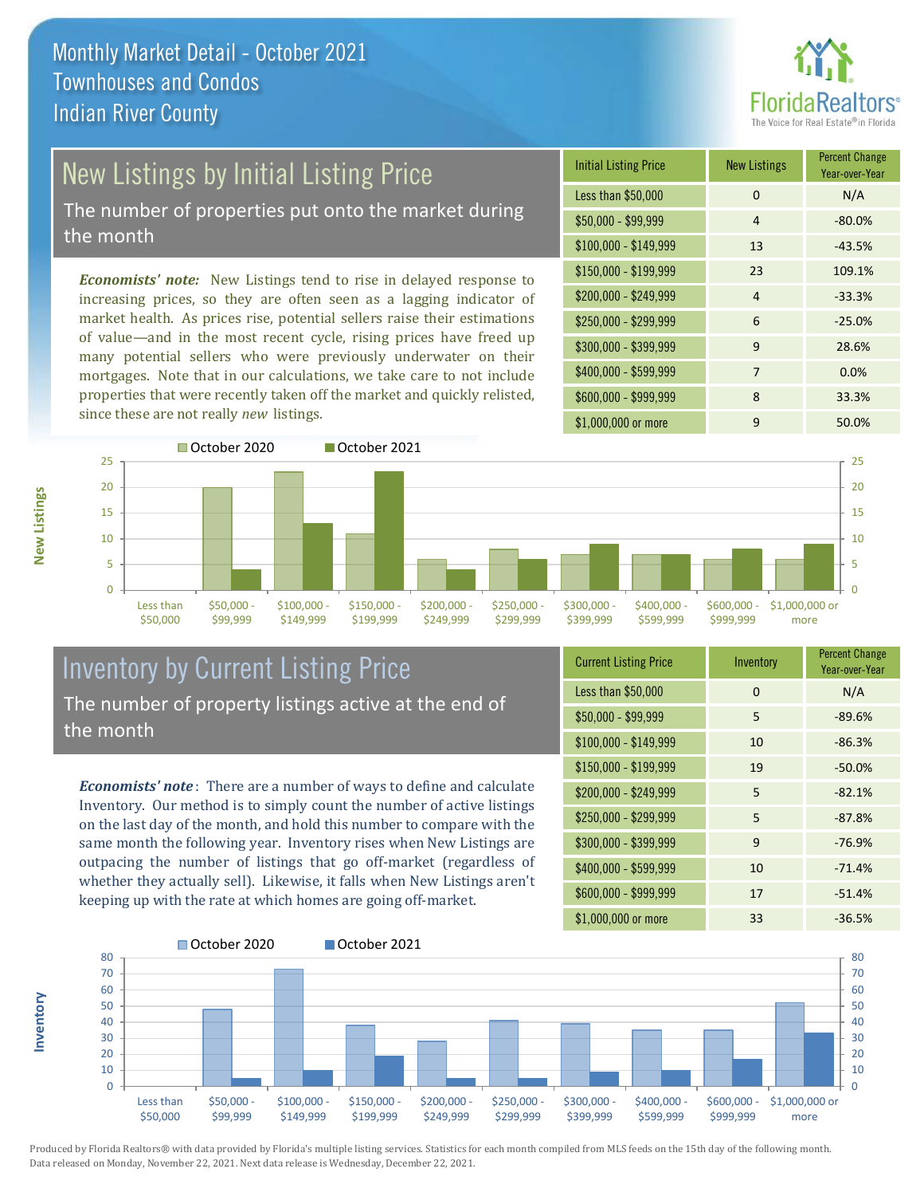# Monthly Market Detail - October 2021
## Townhouses and Condos
## Indian River County

## New Listings by Initial Listing Price

The number of properties put onto the market during the month

*Economists' note:* New Listings tend to rise in delayed response to increasing prices, so they are often seen as a lagging indicator of market health. As prices rise, potential sellers raise their estimations of value—and in the most recent cycle, rising prices have freed up many potential sellers who were previously underwater on their mortgages. Note that in our calculations, we take care to not include properties that were recently taken off the market and quickly relisted, since these are not really *new* listings.

| Initial Listing Price | New Listings | Percent Change Year-over-Year |
|---|---|---|
| Less than $50,000 | 0 | N/A |
| $50,000 - $99,999 | 4 | -80.0% |
| $100,000 - $149,999 | 13 | -43.5% |
| $150,000 - $199,999 | 23 | 109.1% |
| $200,000 - $249,999 | 4 | -33.3% |
| $250,000 - $299,999 | 6 | -25.0% |
| $300,000 - $399,999 | 9 | 28.6% |
| $400,000 - $599,999 | 7 | 0.0% |
| $600,000 - $999,999 | 8 | 33.3% |
| $1,000,000 or more | 9 | 50.0% |

## Inventory by Current Listing Price

The number of property listings active at the end of the month

*Economists' note*: There are a number of ways to define and calculate Inventory. Our method is to simply count the number of active listings on the last day of the month, and hold this number to compare with the same month the following year. Inventory rises when New Listings are outpacing the number of listings that go off-market (regardless of whether they actually sell). Likewise, it falls when New Listings aren't keeping up with the rate at which homes are going off-market.

| Current Listing Price | Inventory | Percent Change Year-over-Year |
|---|---|---|
| Less than $50,000 | 0 | N/A |
| $50,000 - $99,999 | 5 | -89.6% |
| $100,000 - $149,999 | 10 | -86.3% |
| $150,000 - $199,999 | 19 | -50.0% |
| $200,000 - $249,999 | 5 | -82.1% |
| $250,000 - $299,999 | 5 | -87.8% |
| $300,000 - $399,999 | 9 | -76.9% |
| $400,000 - $599,999 | 10 | -71.4% |
| $600,000 - $999,999 | 17 | -51.4% |
| $1,000,000 or more | 33 | -36.5% |

Produced by Florida Realtors® with data provided by Florida's multiple listing services. Statistics for each month compiled from MLS feeds on the 15th day of the following month. Data released on Monday, November 22, 2021. Next data release is Wednesday, December 22, 2021.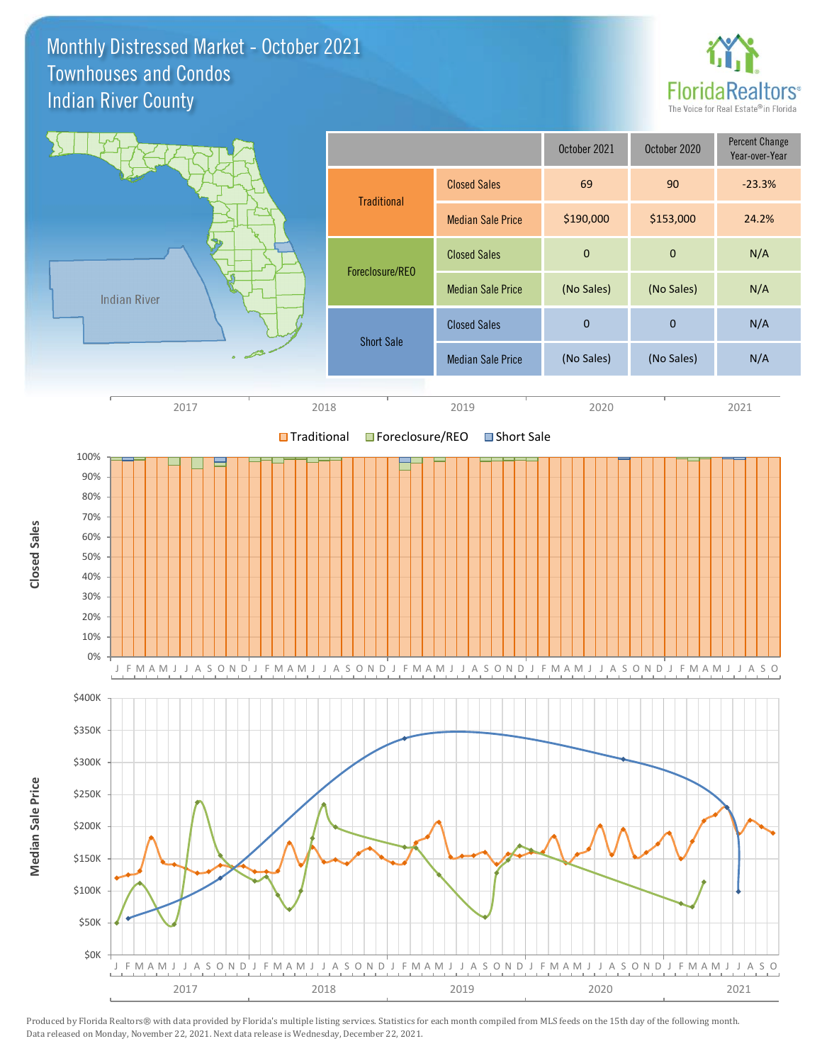# Monthly Distressed Market - October 2021
## Townhouses and Condos
## Indian River County

FloridaRealtors® The Voice for Real Estate® in Florida

Indian River

| | | October 2021 | October 2020 | Percent Change Year-over-Year |
|---|---|---|---|---|
| Traditional | Closed Sales | 69 | 90 | -23.3% |
| | Median Sale Price | $190,000 | $153,000 | 24.2% |
| Foreclosure/REO | Closed Sales | 0 | 0 | N/A |
| | Median Sale Price | (No Sales) | (No Sales) | N/A |
| Short Sale | Closed Sales | 0 | 0 | N/A |
| | Median Sale Price | (No Sales) | (No Sales) | N/A |

2017 2018 2019 2020 2021

Traditional Foreclosure/REO Short Sale

Closed Sales

100% 90% 80% 70% 60% 50% 40% 30% 20% 10% 0%

J F M A M J J A S O N D J F M A M J J A S O N D J F M A M J J A S O N D J F M A M J J A S O N D J F M A M J J A S O

Median Sale Price

$400K $350K $300K $250K $200K $150K $100K $50K $0K

J F M A M J J A S O N D J F M A M J J A S O N D J F M A M J J A S O N D J F M A M J J A S O N D J F M A M J J A S O

2017 2018 2019 2020 2021

Produced by Florida Realtors® with data provided by Florida's multiple listing services. Statistics for each month compiled from MLS feeds on the 15th day of the following month. Data released on Monday, November 22, 2021. Next data release is Wednesday, December 22, 2021.